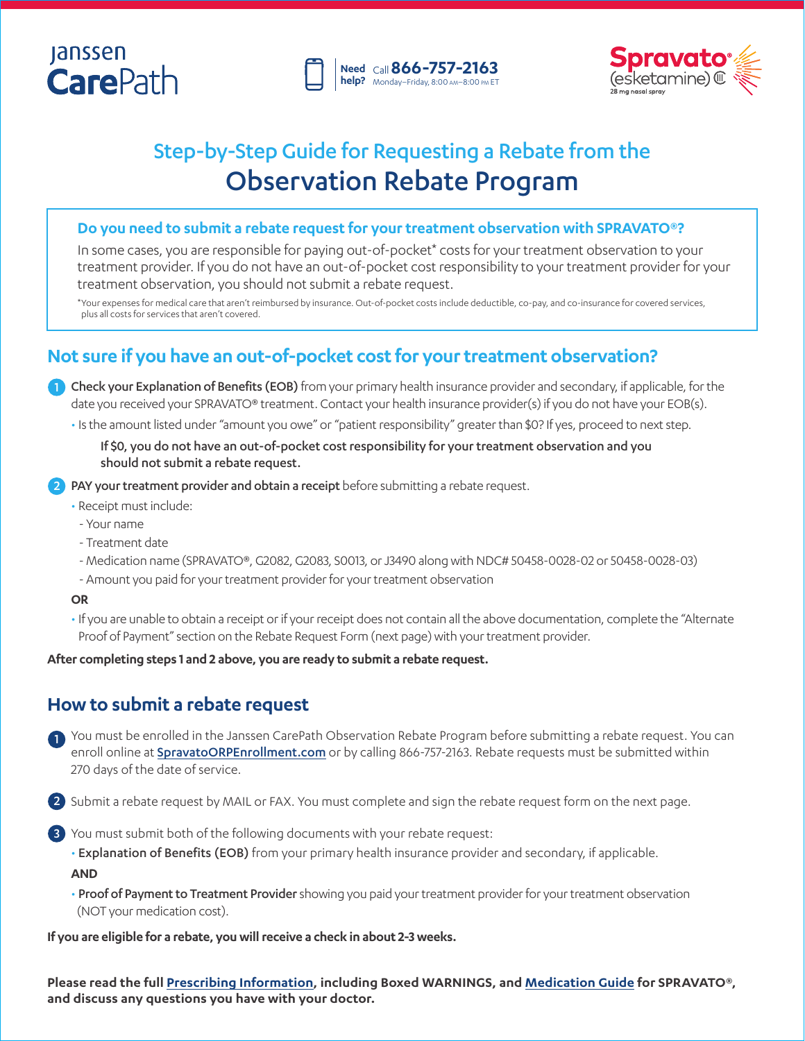Janssen CarePath

Need help? Call **866-757-2163** Monday–Friday, 8:00 AM–8:00 PM ET

Spravato® (esketamine) CIII 28 mg nasal spray

# Step-by-Step Guide for Requesting a Rebate from the Observation Rebate Program

**Do you need to submit a rebate request for your treatment observation with SPRAVATO®?**

In some cases, you are responsible for paying out-of-pocket* costs for your treatment observation to your treatment provider. If you do not have an out-of-pocket cost responsibility to your treatment provider for your treatment observation, you should not submit a rebate request.

*Your expenses for medical care that aren't reimbursed by insurance. Out-of-pocket costs include deductible, co-pay, and co-insurance for covered services, plus all costs for services that aren't covered.

## Not sure if you have an out-of-pocket cost for your treatment observation?

1. **Check your Explanation of Benefits (EOB)** from your primary health insurance provider and secondary, if applicable, for the date you received your SPRAVATO® treatment. Contact your health insurance provider(s) if you do not have your EOB(s).
   - Is the amount listed under "amount you owe" or "patient responsibility" greater than $0? If yes, proceed to next step.

     **If $0, you do not have an out-of-pocket cost responsibility for your treatment observation and you should not submit a rebate request.**

2. **PAY your treatment provider and obtain a receipt** before submitting a rebate request.
   - Receipt must include:
     - Your name
     - Treatment date
     - Medication name (SPRAVATO®, G2082, G2083, S0013, or J3490 along with NDC# 50458-0028-02 or 50458-0028-03)
     - Amount you paid for your treatment provider for your treatment observation

   **OR**

   - If you are unable to obtain a receipt or if your receipt does not contain all the above documentation, complete the "Alternate Proof of Payment" section on the Rebate Request Form (next page) with your treatment provider.

**After completing steps 1 and 2 above, you are ready to submit a rebate request.**

## How to submit a rebate request

1. You must be enrolled in the Janssen CarePath Observation Rebate Program before submitting a rebate request. You can enroll online at SpravatoORPEnrollment.com or by calling 866-757-2163. Rebate requests must be submitted within 270 days of the date of service.

2. Submit a rebate request by MAIL or FAX. You must complete and sign the rebate request form on the next page.

3. You must submit both of the following documents with your rebate request:
   - **Explanation of Benefits (EOB)** from your primary health insurance provider and secondary, if applicable.

   **AND**

   - **Proof of Payment to Treatment Provider** showing you paid your treatment provider for your treatment observation (NOT your medication cost).

**If you are eligible for a rebate, you will receive a check in about 2-3 weeks.**

**Please read the full Prescribing Information, including Boxed WARNINGS, and Medication Guide for SPRAVATO®, and discuss any questions you have with your doctor.**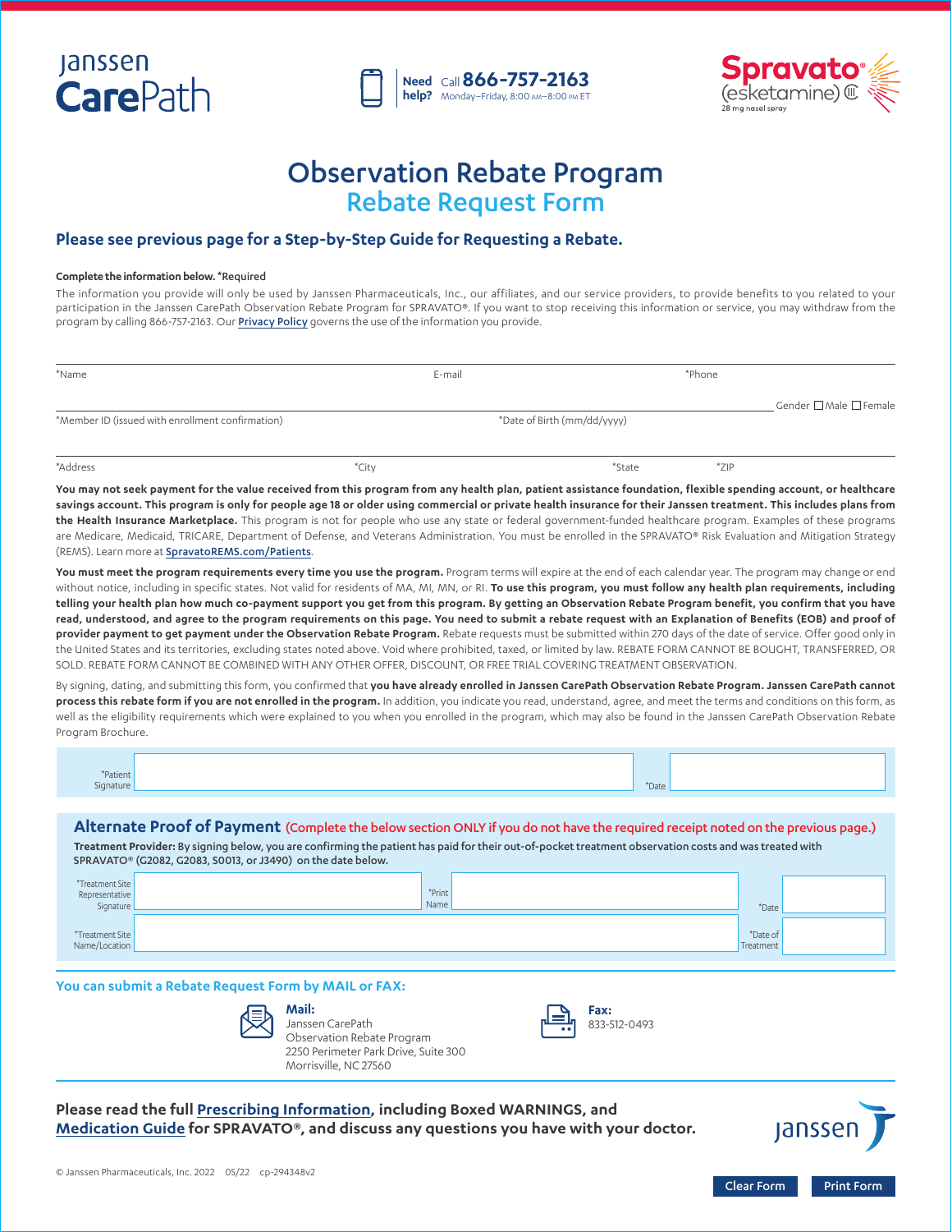Janssen CarePath

**Need help?** Call **866-757-2163**
Monday–Friday, 8:00 AM–8:00 PM ET

Spravato® (esketamine) CIII 28 mg nasal spray

# Observation Rebate Program
## Rebate Request Form

### Please see previous page for a Step-by-Step Guide for Requesting a Rebate.

**Complete the information below.** *Required

The information you provide will only be used by Janssen Pharmaceuticals, Inc., our affiliates, and our service providers, to provide benefits to you related to your participation in the Janssen CarePath Observation Rebate Program for SPRAVATO®. If you want to stop receiving this information or service, you may withdraw from the program by calling 866-757-2163. Our Privacy Policy governs the use of the information you provide.

*Name | E-mail | *Phone

Gender ☐ Male ☐ Female

*Member ID (issued with enrollment confirmation) | *Date of Birth (mm/dd/yyyy)

*Address | *City | *State | *ZIP

**You may not seek payment for the value received from this program from any health plan, patient assistance foundation, flexible spending account, or healthcare savings account. This program is only for people age 18 or older using commercial or private health insurance for their Janssen treatment. This includes plans from the Health Insurance Marketplace.** This program is not for people who use any state or federal government-funded healthcare program. Examples of these programs are Medicare, Medicaid, TRICARE, Department of Defense, and Veterans Administration. You must be enrolled in the SPRAVATO® Risk Evaluation and Mitigation Strategy (REMS). Learn more at SpravatoREMS.com/Patients.

**You must meet the program requirements every time you use the program.** Program terms will expire at the end of each calendar year. The program may change or end without notice, including in specific states. Not valid for residents of MA, MI, MN, or RI. **To use this program, you must follow any health plan requirements, including telling your health plan how much co-payment support you get from this program. By getting an Observation Rebate Program benefit, you confirm that you have read, understood, and agree to the program requirements on this page. You need to submit a rebate request with an Explanation of Benefits (EOB) and proof of provider payment to get payment under the Observation Rebate Program.** Rebate requests must be submitted within 270 days of the date of service. Offer good only in the United States and its territories, excluding states noted above. Void where prohibited, taxed, or limited by law. REBATE FORM CANNOT BE BOUGHT, TRANSFERRED, OR SOLD. REBATE FORM CANNOT BE COMBINED WITH ANY OTHER OFFER, DISCOUNT, OR FREE TRIAL COVERING TREATMENT OBSERVATION.

By signing, dating, and submitting this form, you confirmed that **you have already enrolled in Janssen CarePath Observation Rebate Program. Janssen CarePath cannot process this rebate form if you are not enrolled in the program.** In addition, you indicate you read, understand, agree, and meet the terms and conditions on this form, as well as the eligibility requirements which were explained to you when you enrolled in the program, which may also be found in the Janssen CarePath Observation Rebate Program Brochure.

*Patient Signature | *Date

## Alternate Proof of Payment (Complete the below section ONLY if you do not have the required receipt noted on the previous page.)

**Treatment Provider:** By signing below, you are confirming the patient has paid for their out-of-pocket treatment observation costs and was treated with SPRAVATO® (G2082, G2083, S0013, or J3490) on the date below.

*Treatment Site Representative Signature | *Print Name | *Date

*Treatment Site Name/Location | *Date of Treatment

### You can submit a Rebate Request Form by MAIL or FAX:

**Mail:**
Janssen CarePath
Observation Rebate Program
2250 Perimeter Park Drive, Suite 300
Morrisville, NC 27560

**Fax:**
833-512-0493

**Please read the full Prescribing Information, including Boxed WARNINGS, and Medication Guide for SPRAVATO®, and discuss any questions you have with your doctor.**

Janssen

© Janssen Pharmaceuticals, Inc. 2022 05/22 cp-294348v2

Clear Form | Print Form